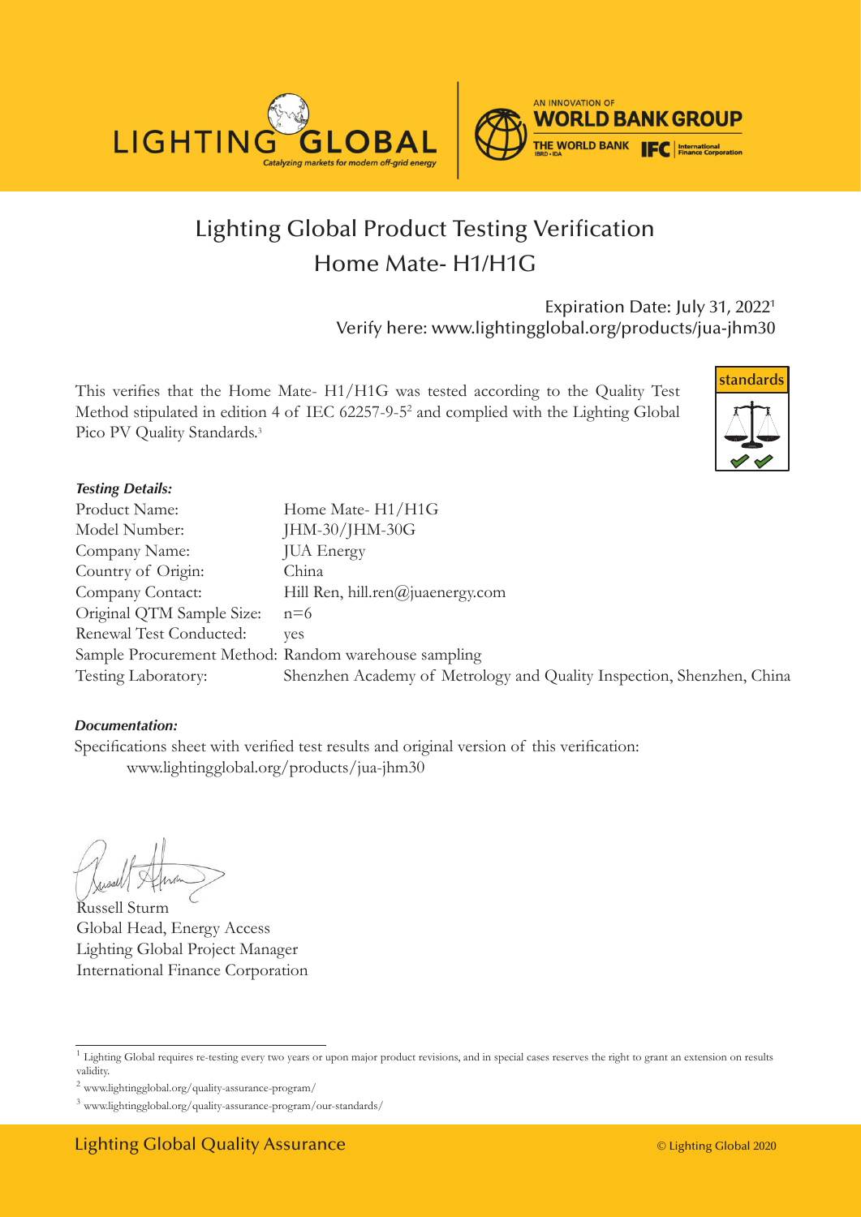# Lighting Global Product Testing Verification
## Home Mate- H1/H1G

Expiration Date: July 31, 2022[1]
Verify here: www.lightingglobal.org/products/jua-jhm30

This verifies that the Home Mate- H1/H1G was tested according to the Quality Test Method stipulated in edition 4 of IEC 62257-9-5[2] and complied with the Lighting Global Pico PV Quality Standards.[3]

***Testing Details:***

| | |
|---|---|
| Product Name: | Home Mate- H1/H1G |
| Model Number: | JHM-30/JHM-30G |
| Company Name: | JUA Energy |
| Country of Origin: | China |
| Company Contact: | Hill Ren, hill.ren@juaenergy.com |
| Original QTM Sample Size: | n=6 |
| Renewal Test Conducted: | yes |
| Sample Procurement Method: | Random warehouse sampling |
| Testing Laboratory: | Shenzhen Academy of Metrology and Quality Inspection, Shenzhen, China |

***Documentation:***

Specifications sheet with verified test results and original version of this verification:
www.lightingglobal.org/products/jua-jhm30

Russell Sturm
Global Head, Energy Access
Lighting Global Project Manager
International Finance Corporation

[1] Lighting Global requires re-testing every two years or upon major product revisions, and in special cases reserves the right to grant an extension on results validity.

[2] www.lightingglobal.org/quality-assurance-program/

[3] www.lightingglobal.org/quality-assurance-program/our-standards/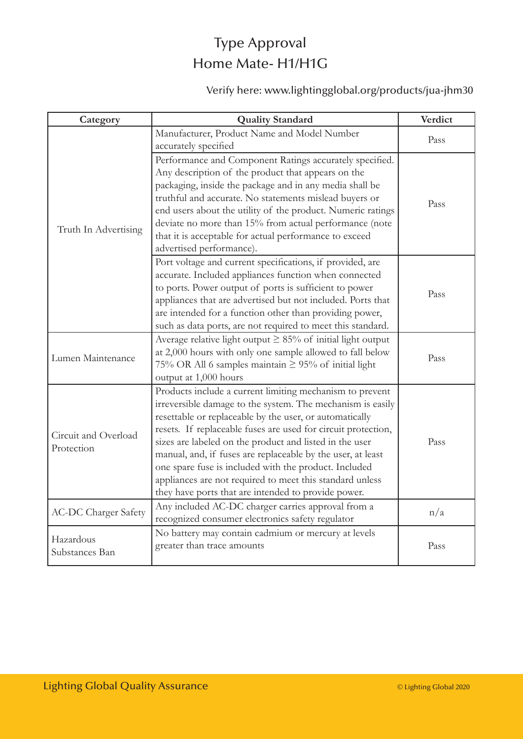# Type Approval
# Home Mate- H1/H1G

Verify here: www.lightingglobal.org/products/jua-jhm30

| Category | Quality Standard | Verdict |
|---|---|---|
| Truth In Advertising | Manufacturer, Product Name and Model Number accurately specified | Pass |
| | Performance and Component Ratings accurately specified. Any description of the product that appears on the packaging, inside the package and in any media shall be truthful and accurate. No statements mislead buyers or end users about the utility of the product. Numeric ratings deviate no more than 15% from actual performance (note that it is acceptable for actual performance to exceed advertised performance). | Pass |
| | Port voltage and current specifications, if provided, are accurate. Included appliances function when connected to ports. Power output of ports is sufficient to power appliances that are advertised but not included. Ports that are intended for a function other than providing power, such as data ports, are not required to meet this standard. | Pass |
| Lumen Maintenance | Average relative light output ≥ 85% of initial light output at 2,000 hours with only one sample allowed to fall below 75% OR All 6 samples maintain ≥ 95% of initial light output at 1,000 hours | Pass |
| Circuit and Overload Protection | Products include a current limiting mechanism to prevent irreversible damage to the system. The mechanism is easily resettable or replaceable by the user, or automatically resets. If replaceable fuses are used for circuit protection, sizes are labeled on the product and listed in the user manual, and, if fuses are replaceable by the user, at least one spare fuse is included with the product. Included appliances are not required to meet this standard unless they have ports that are intended to provide power. | Pass |
| AC-DC Charger Safety | Any included AC-DC charger carries approval from a recognized consumer electronics safety regulator | n/a |
| Hazardous Substances Ban | No battery may contain cadmium or mercury at levels greater than trace amounts | Pass |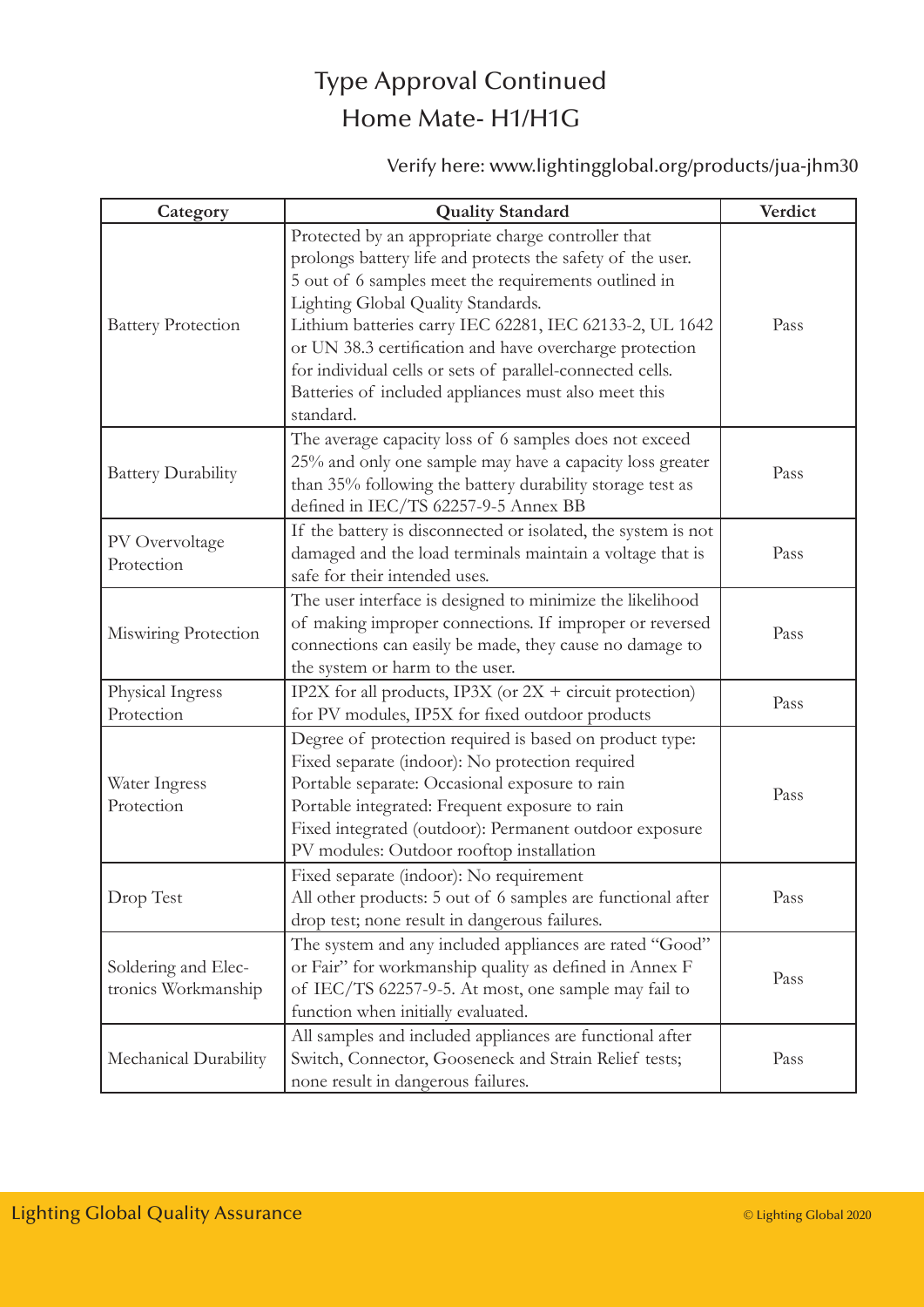# Type Approval Continued
## Home Mate- H1/H1G

Verify here: www.lightingglobal.org/products/jua-jhm30

| Category | Quality Standard | Verdict |
|---|---|---|
| Battery Protection | Protected by an appropriate charge controller that prolongs battery life and protects the safety of the user. 5 out of 6 samples meet the requirements outlined in Lighting Global Quality Standards. Lithium batteries carry IEC 62281, IEC 62133-2, UL 1642 or UN 38.3 certification and have overcharge protection for individual cells or sets of parallel-connected cells. Batteries of included appliances must also meet this standard. | Pass |
| Battery Durability | The average capacity loss of 6 samples does not exceed 25% and only one sample may have a capacity loss greater than 35% following the battery durability storage test as defined in IEC/TS 62257-9-5 Annex BB | Pass |
| PV Overvoltage Protection | If the battery is disconnected or isolated, the system is not damaged and the load terminals maintain a voltage that is safe for their intended uses. | Pass |
| Miswiring Protection | The user interface is designed to minimize the likelihood of making improper connections. If improper or reversed connections can easily be made, they cause no damage to the system or harm to the user. | Pass |
| Physical Ingress Protection | IP2X for all products, IP3X (or 2X + circuit protection) for PV modules, IP5X for fixed outdoor products | Pass |
| Water Ingress Protection | Degree of protection required is based on product type: Fixed separate (indoor): No protection required Portable separate: Occasional exposure to rain Portable integrated: Frequent exposure to rain Fixed integrated (outdoor): Permanent outdoor exposure PV modules: Outdoor rooftop installation | Pass |
| Drop Test | Fixed separate (indoor): No requirement All other products: 5 out of 6 samples are functional after drop test; none result in dangerous failures. | Pass |
| Soldering and Electronics Workmanship | The system and any included appliances are rated "Good" or Fair" for workmanship quality as defined in Annex F of IEC/TS 62257-9-5. At most, one sample may fail to function when initially evaluated. | Pass |
| Mechanical Durability | All samples and included appliances are functional after Switch, Connector, Gooseneck and Strain Relief tests; none result in dangerous failures. | Pass |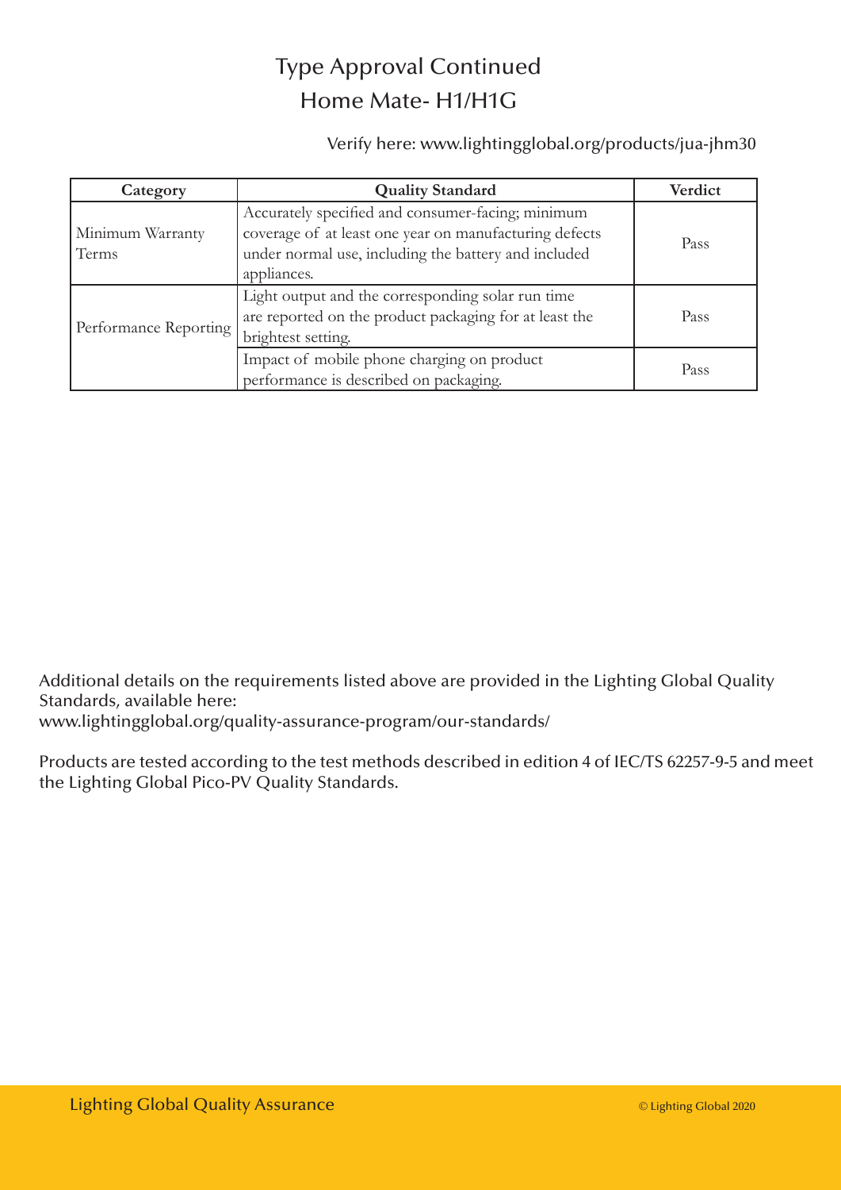# Type Approval Continued
## Home Mate- H1/H1G

Verify here: www.lightingglobal.org/products/jua-jhm30

| Category | Quality Standard | Verdict |
|---|---|---|
| Minimum Warranty Terms | Accurately specified and consumer-facing; minimum coverage of at least one year on manufacturing defects under normal use, including the battery and included appliances. | Pass |
| Performance Reporting | Light output and the corresponding solar run time are reported on the product packaging for at least the brightest setting. | Pass |
| | Impact of mobile phone charging on product performance is described on packaging. | Pass |

Additional details on the requirements listed above are provided in the Lighting Global Quality Standards, available here:
www.lightingglobal.org/quality-assurance-program/our-standards/

Products are tested according to the test methods described in edition 4 of IEC/TS 62257-9-5 and meet the Lighting Global Pico-PV Quality Standards.